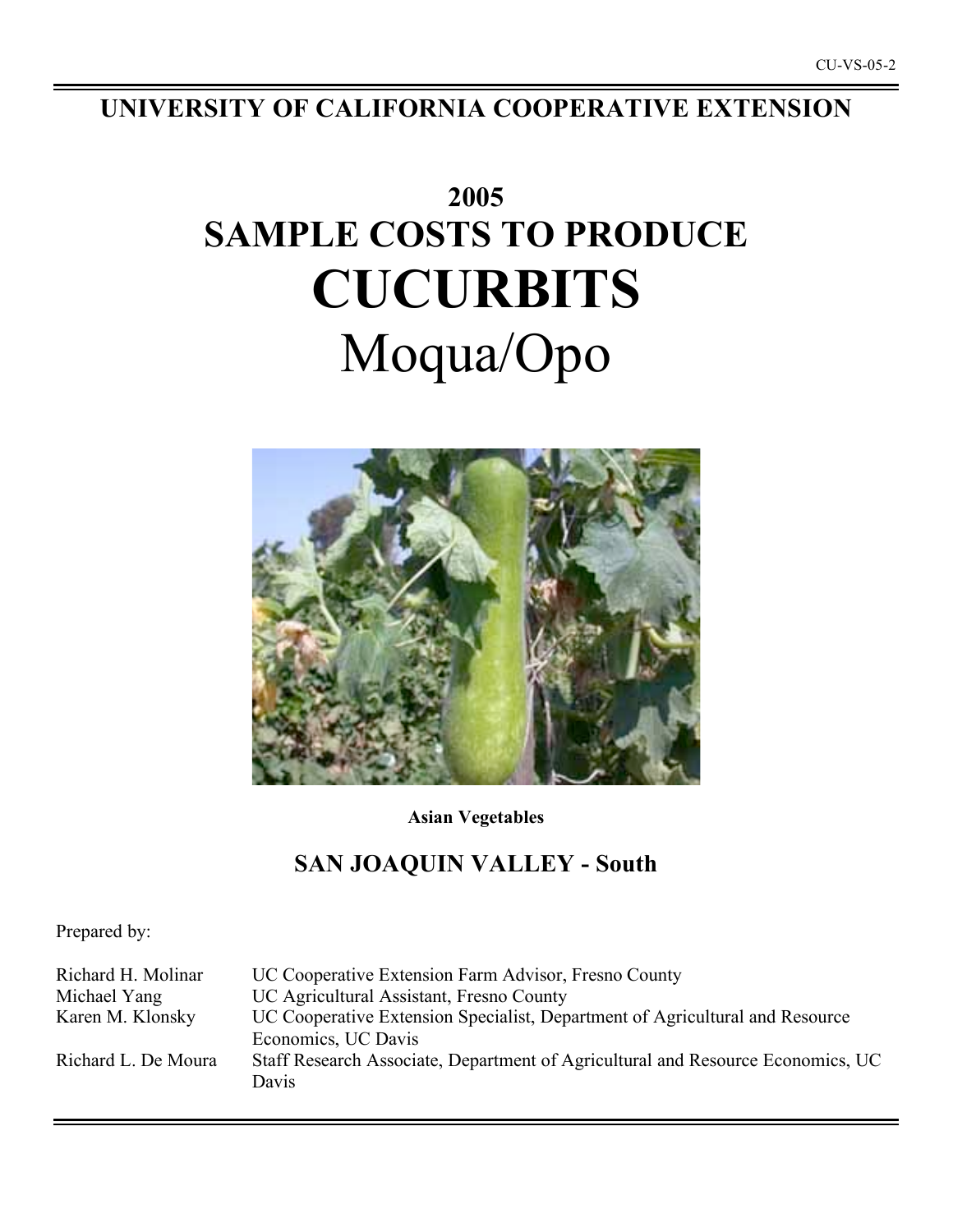CU-VS-05-2

# UNIVERSITY OF CALIFORNIA COOPERATIVE EXTENSION

# 2005
# SAMPLE COSTS TO PRODUCE
# CUCURBITS
# Moqua/Opo

**Asian Vegetables**

## SAN JOAQUIN VALLEY - South

Prepared by:

| | |
|---|---|
| Richard H. Molinar | UC Cooperative Extension Farm Advisor, Fresno County |
| Michael Yang | UC Agricultural Assistant, Fresno County |
| Karen M. Klonsky | UC Cooperative Extension Specialist, Department of Agricultural and Resource Economics, UC Davis |
| Richard L. De Moura | Staff Research Associate, Department of Agricultural and Resource Economics, UC Davis |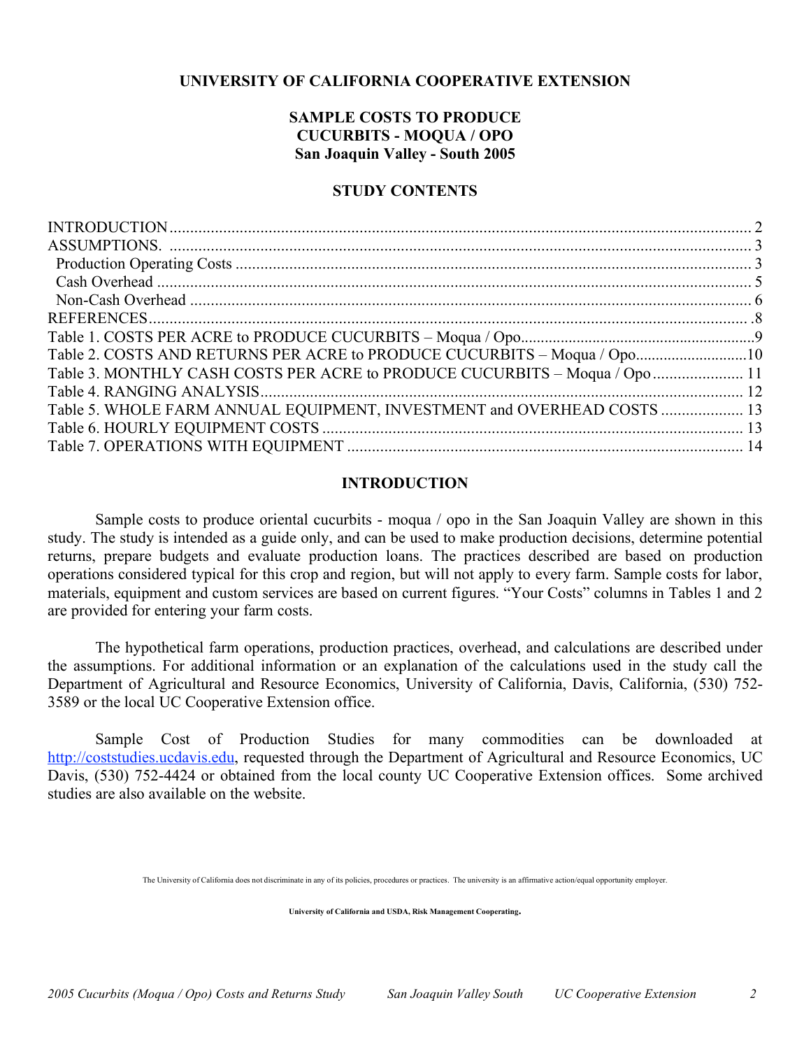**UNIVERSITY OF CALIFORNIA COOPERATIVE EXTENSION**

# SAMPLE COSTS TO PRODUCE CUCURBITS - MOQUA / OPO San Joaquin Valley - South 2005

## STUDY CONTENTS

INTRODUCTION .......... 2
ASSUMPTIONS. .......... 3
 Production Operating Costs .......... 3
 Cash Overhead .......... 5
 Non-Cash Overhead .......... 6
REFERENCES .......... 8
Table 1. COSTS PER ACRE to PRODUCE CUCURBITS – Moqua / Opo .......... 9
Table 2. COSTS AND RETURNS PER ACRE to PRODUCE CUCURBITS – Moqua / Opo .......... 10
Table 3. MONTHLY CASH COSTS PER ACRE to PRODUCE CUCURBITS – Moqua / Opo .......... 11
Table 4. RANGING ANALYSIS .......... 12
Table 5. WHOLE FARM ANNUAL EQUIPMENT, INVESTMENT and OVERHEAD COSTS .......... 13
Table 6. HOURLY EQUIPMENT COSTS .......... 13
Table 7. OPERATIONS WITH EQUIPMENT .......... 14

## INTRODUCTION

Sample costs to produce oriental cucurbits - moqua / opo in the San Joaquin Valley are shown in this study. The study is intended as a guide only, and can be used to make production decisions, determine potential returns, prepare budgets and evaluate production loans. The practices described are based on production operations considered typical for this crop and region, but will not apply to every farm. Sample costs for labor, materials, equipment and custom services are based on current figures. "Your Costs" columns in Tables 1 and 2 are provided for entering your farm costs.

The hypothetical farm operations, production practices, overhead, and calculations are described under the assumptions. For additional information or an explanation of the calculations used in the study call the Department of Agricultural and Resource Economics, University of California, Davis, California, (530) 752-3589 or the local UC Cooperative Extension office.

Sample Cost of Production Studies for many commodities can be downloaded at http://coststudies.ucdavis.edu, requested through the Department of Agricultural and Resource Economics, UC Davis, (530) 752-4424 or obtained from the local county UC Cooperative Extension offices. Some archived studies are also available on the website.

The University of California does not discriminate in any of its policies, procedures or practices. The university is an affirmative action/equal opportunity employer.

**University of California and USDA, Risk Management Cooperating.**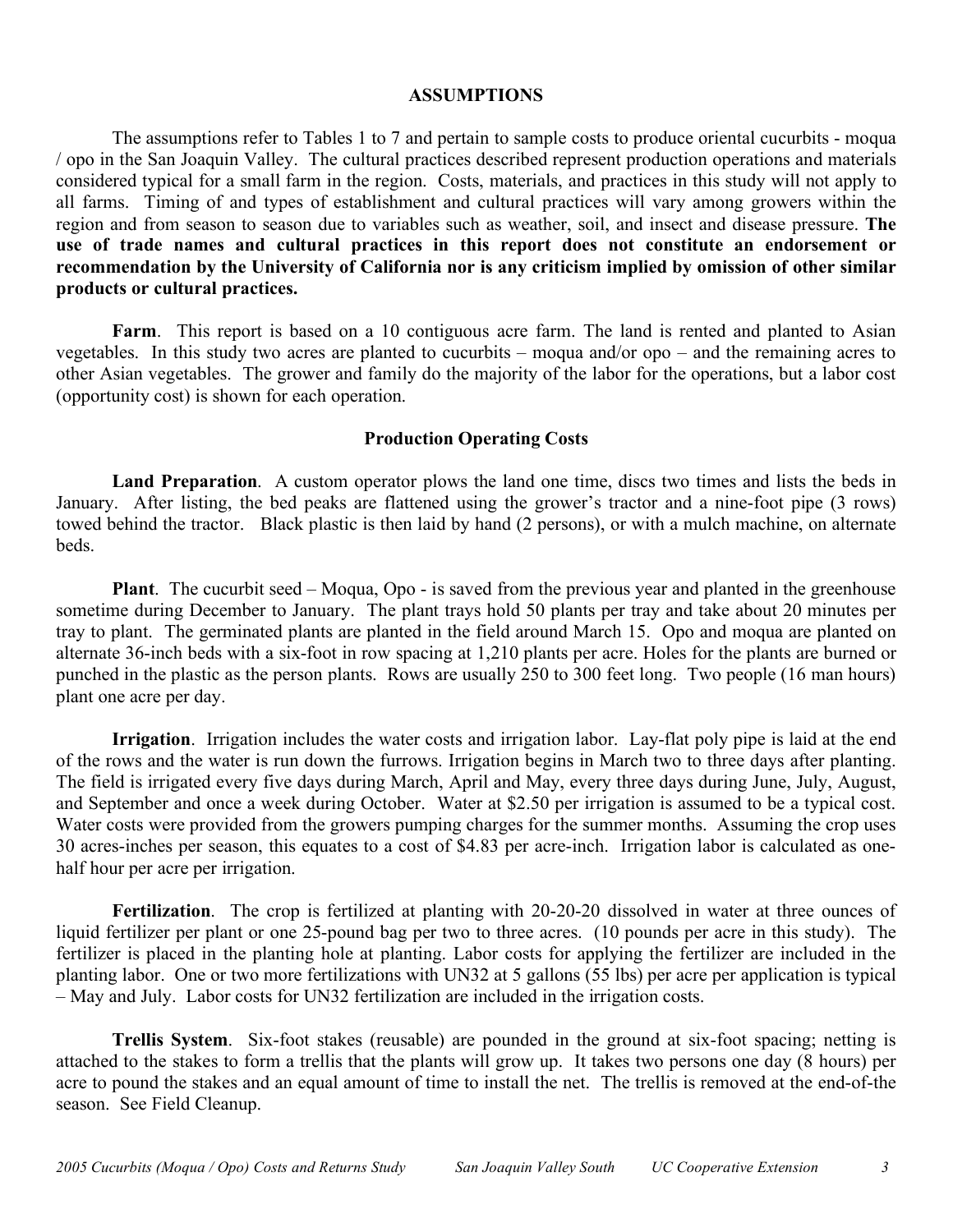## ASSUMPTIONS

The assumptions refer to Tables 1 to 7 and pertain to sample costs to produce oriental cucurbits - moqua / opo in the San Joaquin Valley. The cultural practices described represent production operations and materials considered typical for a small farm in the region. Costs, materials, and practices in this study will not apply to all farms. Timing of and types of establishment and cultural practices will vary among growers within the region and from season to season due to variables such as weather, soil, and insect and disease pressure. **The use of trade names and cultural practices in this report does not constitute an endorsement or recommendation by the University of California nor is any criticism implied by omission of other similar products or cultural practices.**

**Farm**. This report is based on a 10 contiguous acre farm. The land is rented and planted to Asian vegetables. In this study two acres are planted to cucurbits – moqua and/or opo – and the remaining acres to other Asian vegetables. The grower and family do the majority of the labor for the operations, but a labor cost (opportunity cost) is shown for each operation.

### Production Operating Costs

**Land Preparation**. A custom operator plows the land one time, discs two times and lists the beds in January. After listing, the bed peaks are flattened using the grower's tractor and a nine-foot pipe (3 rows) towed behind the tractor. Black plastic is then laid by hand (2 persons), or with a mulch machine, on alternate beds.

**Plant**. The cucurbit seed – Moqua, Opo - is saved from the previous year and planted in the greenhouse sometime during December to January. The plant trays hold 50 plants per tray and take about 20 minutes per tray to plant. The germinated plants are planted in the field around March 15. Opo and moqua are planted on alternate 36-inch beds with a six-foot in row spacing at 1,210 plants per acre. Holes for the plants are burned or punched in the plastic as the person plants. Rows are usually 250 to 300 feet long. Two people (16 man hours) plant one acre per day.

**Irrigation**. Irrigation includes the water costs and irrigation labor. Lay-flat poly pipe is laid at the end of the rows and the water is run down the furrows. Irrigation begins in March two to three days after planting. The field is irrigated every five days during March, April and May, every three days during June, July, August, and September and once a week during October. Water at $2.50 per irrigation is assumed to be a typical cost. Water costs were provided from the growers pumping charges for the summer months. Assuming the crop uses 30 acres-inches per season, this equates to a cost of $4.83 per acre-inch. Irrigation labor is calculated as one-half hour per acre per irrigation.

**Fertilization**. The crop is fertilized at planting with 20-20-20 dissolved in water at three ounces of liquid fertilizer per plant or one 25-pound bag per two to three acres. (10 pounds per acre in this study). The fertilizer is placed in the planting hole at planting. Labor costs for applying the fertilizer are included in the planting labor. One or two more fertilizations with UN32 at 5 gallons (55 lbs) per acre per application is typical – May and July. Labor costs for UN32 fertilization are included in the irrigation costs.

**Trellis System**. Six-foot stakes (reusable) are pounded in the ground at six-foot spacing; netting is attached to the stakes to form a trellis that the plants will grow up. It takes two persons one day (8 hours) per acre to pound the stakes and an equal amount of time to install the net. The trellis is removed at the end-of-the season. See Field Cleanup.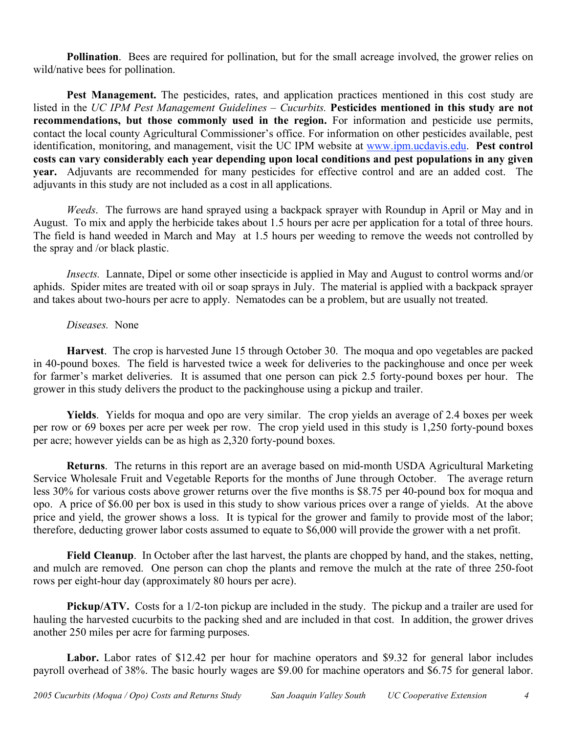**Pollination**. Bees are required for pollination, but for the small acreage involved, the grower relies on wild/native bees for pollination.

**Pest Management.** The pesticides, rates, and application practices mentioned in this cost study are listed in the *UC IPM Pest Management Guidelines – Cucurbits.* **Pesticides mentioned in this study are not recommendations, but those commonly used in the region.** For information and pesticide use permits, contact the local county Agricultural Commissioner's office. For information on other pesticides available, pest identification, monitoring, and management, visit the UC IPM website at www.ipm.ucdavis.edu. **Pest control costs can vary considerably each year depending upon local conditions and pest populations in any given year.** Adjuvants are recommended for many pesticides for effective control and are an added cost. The adjuvants in this study are not included as a cost in all applications.

*Weeds*. The furrows are hand sprayed using a backpack sprayer with Roundup in April or May and in August. To mix and apply the herbicide takes about 1.5 hours per acre per application for a total of three hours. The field is hand weeded in March and May at 1.5 hours per weeding to remove the weeds not controlled by the spray and /or black plastic.

*Insects.* Lannate, Dipel or some other insecticide is applied in May and August to control worms and/or aphids. Spider mites are treated with oil or soap sprays in July. The material is applied with a backpack sprayer and takes about two-hours per acre to apply. Nematodes can be a problem, but are usually not treated.

*Diseases.* None

**Harvest**. The crop is harvested June 15 through October 30. The moqua and opo vegetables are packed in 40-pound boxes. The field is harvested twice a week for deliveries to the packinghouse and once per week for farmer's market deliveries. It is assumed that one person can pick 2.5 forty-pound boxes per hour. The grower in this study delivers the product to the packinghouse using a pickup and trailer.

**Yields**. Yields for moqua and opo are very similar. The crop yields an average of 2.4 boxes per week per row or 69 boxes per acre per week per row. The crop yield used in this study is 1,250 forty-pound boxes per acre; however yields can be as high as 2,320 forty-pound boxes.

**Returns**. The returns in this report are an average based on mid-month USDA Agricultural Marketing Service Wholesale Fruit and Vegetable Reports for the months of June through October. The average return less 30% for various costs above grower returns over the five months is $8.75 per 40-pound box for moqua and opo. A price of $6.00 per box is used in this study to show various prices over a range of yields. At the above price and yield, the grower shows a loss. It is typical for the grower and family to provide most of the labor; therefore, deducting grower labor costs assumed to equate to $6,000 will provide the grower with a net profit.

**Field Cleanup**. In October after the last harvest, the plants are chopped by hand, and the stakes, netting, and mulch are removed. One person can chop the plants and remove the mulch at the rate of three 250-foot rows per eight-hour day (approximately 80 hours per acre).

**Pickup/ATV.** Costs for a 1/2-ton pickup are included in the study. The pickup and a trailer are used for hauling the harvested cucurbits to the packing shed and are included in that cost. In addition, the grower drives another 250 miles per acre for farming purposes.

**Labor.** Labor rates of $12.42 per hour for machine operators and $9.32 for general labor includes payroll overhead of 38%. The basic hourly wages are $9.00 for machine operators and $6.75 for general labor.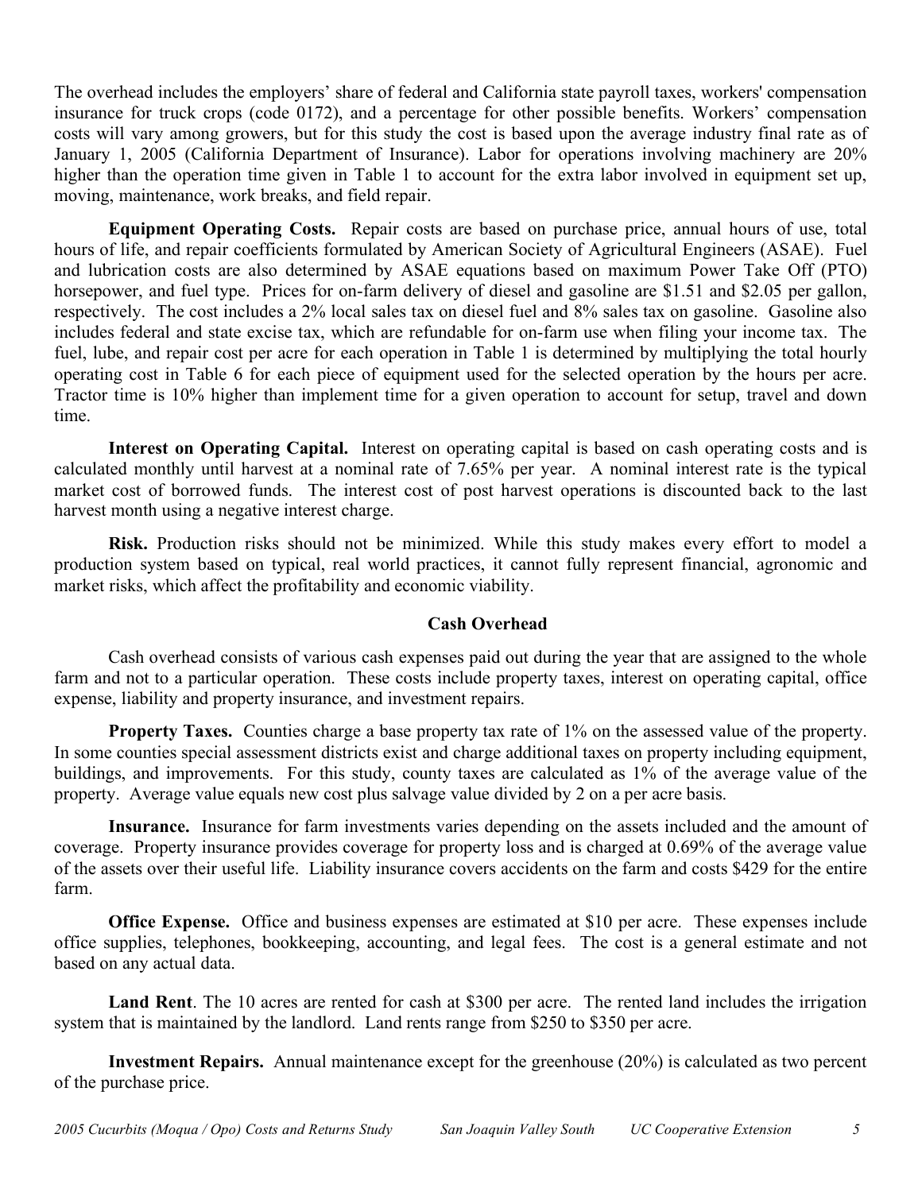The overhead includes the employers' share of federal and California state payroll taxes, workers' compensation insurance for truck crops (code 0172), and a percentage for other possible benefits. Workers' compensation costs will vary among growers, but for this study the cost is based upon the average industry final rate as of January 1, 2005 (California Department of Insurance). Labor for operations involving machinery are 20% higher than the operation time given in Table 1 to account for the extra labor involved in equipment set up, moving, maintenance, work breaks, and field repair.

**Equipment Operating Costs.** Repair costs are based on purchase price, annual hours of use, total hours of life, and repair coefficients formulated by American Society of Agricultural Engineers (ASAE). Fuel and lubrication costs are also determined by ASAE equations based on maximum Power Take Off (PTO) horsepower, and fuel type. Prices for on-farm delivery of diesel and gasoline are $1.51 and $2.05 per gallon, respectively. The cost includes a 2% local sales tax on diesel fuel and 8% sales tax on gasoline. Gasoline also includes federal and state excise tax, which are refundable for on-farm use when filing your income tax. The fuel, lube, and repair cost per acre for each operation in Table 1 is determined by multiplying the total hourly operating cost in Table 6 for each piece of equipment used for the selected operation by the hours per acre. Tractor time is 10% higher than implement time for a given operation to account for setup, travel and down time.

**Interest on Operating Capital.** Interest on operating capital is based on cash operating costs and is calculated monthly until harvest at a nominal rate of 7.65% per year. A nominal interest rate is the typical market cost of borrowed funds. The interest cost of post harvest operations is discounted back to the last harvest month using a negative interest charge.

**Risk.** Production risks should not be minimized. While this study makes every effort to model a production system based on typical, real world practices, it cannot fully represent financial, agronomic and market risks, which affect the profitability and economic viability.

## Cash Overhead

Cash overhead consists of various cash expenses paid out during the year that are assigned to the whole farm and not to a particular operation. These costs include property taxes, interest on operating capital, office expense, liability and property insurance, and investment repairs.

**Property Taxes.** Counties charge a base property tax rate of 1% on the assessed value of the property. In some counties special assessment districts exist and charge additional taxes on property including equipment, buildings, and improvements. For this study, county taxes are calculated as 1% of the average value of the property. Average value equals new cost plus salvage value divided by 2 on a per acre basis.

**Insurance.** Insurance for farm investments varies depending on the assets included and the amount of coverage. Property insurance provides coverage for property loss and is charged at 0.69% of the average value of the assets over their useful life. Liability insurance covers accidents on the farm and costs $429 for the entire farm.

**Office Expense.** Office and business expenses are estimated at $10 per acre. These expenses include office supplies, telephones, bookkeeping, accounting, and legal fees. The cost is a general estimate and not based on any actual data.

**Land Rent**. The 10 acres are rented for cash at $300 per acre. The rented land includes the irrigation system that is maintained by the landlord. Land rents range from $250 to $350 per acre.

**Investment Repairs.** Annual maintenance except for the greenhouse (20%) is calculated as two percent of the purchase price.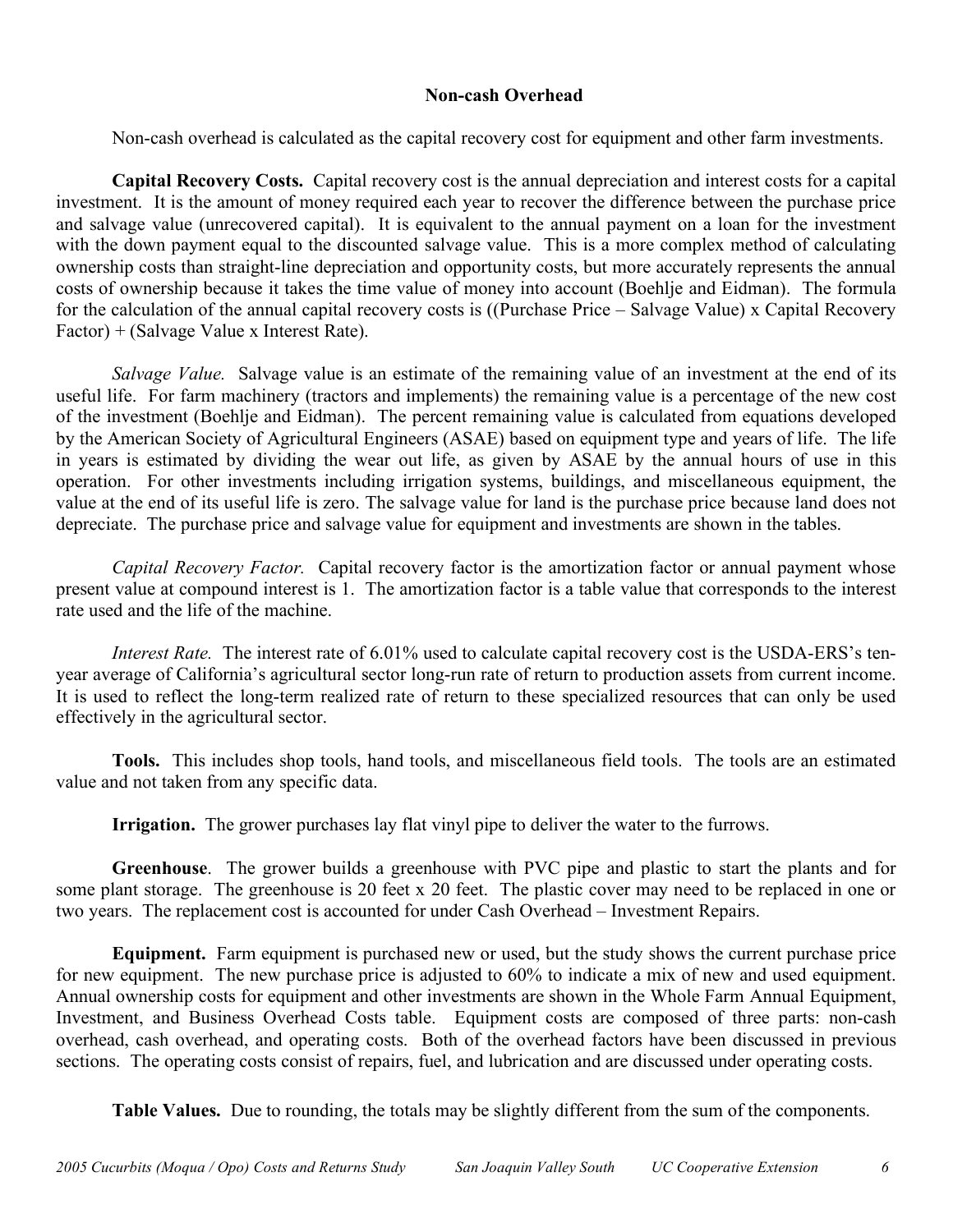## Non-cash Overhead

Non-cash overhead is calculated as the capital recovery cost for equipment and other farm investments.

**Capital Recovery Costs.** Capital recovery cost is the annual depreciation and interest costs for a capital investment. It is the amount of money required each year to recover the difference between the purchase price and salvage value (unrecovered capital). It is equivalent to the annual payment on a loan for the investment with the down payment equal to the discounted salvage value. This is a more complex method of calculating ownership costs than straight-line depreciation and opportunity costs, but more accurately represents the annual costs of ownership because it takes the time value of money into account (Boehlje and Eidman). The formula for the calculation of the annual capital recovery costs is ((Purchase Price – Salvage Value) x Capital Recovery Factor) + (Salvage Value x Interest Rate).

*Salvage Value.* Salvage value is an estimate of the remaining value of an investment at the end of its useful life. For farm machinery (tractors and implements) the remaining value is a percentage of the new cost of the investment (Boehlje and Eidman). The percent remaining value is calculated from equations developed by the American Society of Agricultural Engineers (ASAE) based on equipment type and years of life. The life in years is estimated by dividing the wear out life, as given by ASAE by the annual hours of use in this operation. For other investments including irrigation systems, buildings, and miscellaneous equipment, the value at the end of its useful life is zero. The salvage value for land is the purchase price because land does not depreciate. The purchase price and salvage value for equipment and investments are shown in the tables.

*Capital Recovery Factor.* Capital recovery factor is the amortization factor or annual payment whose present value at compound interest is 1. The amortization factor is a table value that corresponds to the interest rate used and the life of the machine.

*Interest Rate.* The interest rate of 6.01% used to calculate capital recovery cost is the USDA-ERS's ten-year average of California's agricultural sector long-run rate of return to production assets from current income. It is used to reflect the long-term realized rate of return to these specialized resources that can only be used effectively in the agricultural sector.

**Tools.** This includes shop tools, hand tools, and miscellaneous field tools. The tools are an estimated value and not taken from any specific data.

**Irrigation.** The grower purchases lay flat vinyl pipe to deliver the water to the furrows.

**Greenhouse**. The grower builds a greenhouse with PVC pipe and plastic to start the plants and for some plant storage. The greenhouse is 20 feet x 20 feet. The plastic cover may need to be replaced in one or two years. The replacement cost is accounted for under Cash Overhead – Investment Repairs.

**Equipment.** Farm equipment is purchased new or used, but the study shows the current purchase price for new equipment. The new purchase price is adjusted to 60% to indicate a mix of new and used equipment. Annual ownership costs for equipment and other investments are shown in the Whole Farm Annual Equipment, Investment, and Business Overhead Costs table. Equipment costs are composed of three parts: non-cash overhead, cash overhead, and operating costs. Both of the overhead factors have been discussed in previous sections. The operating costs consist of repairs, fuel, and lubrication and are discussed under operating costs.

**Table Values.** Due to rounding, the totals may be slightly different from the sum of the components.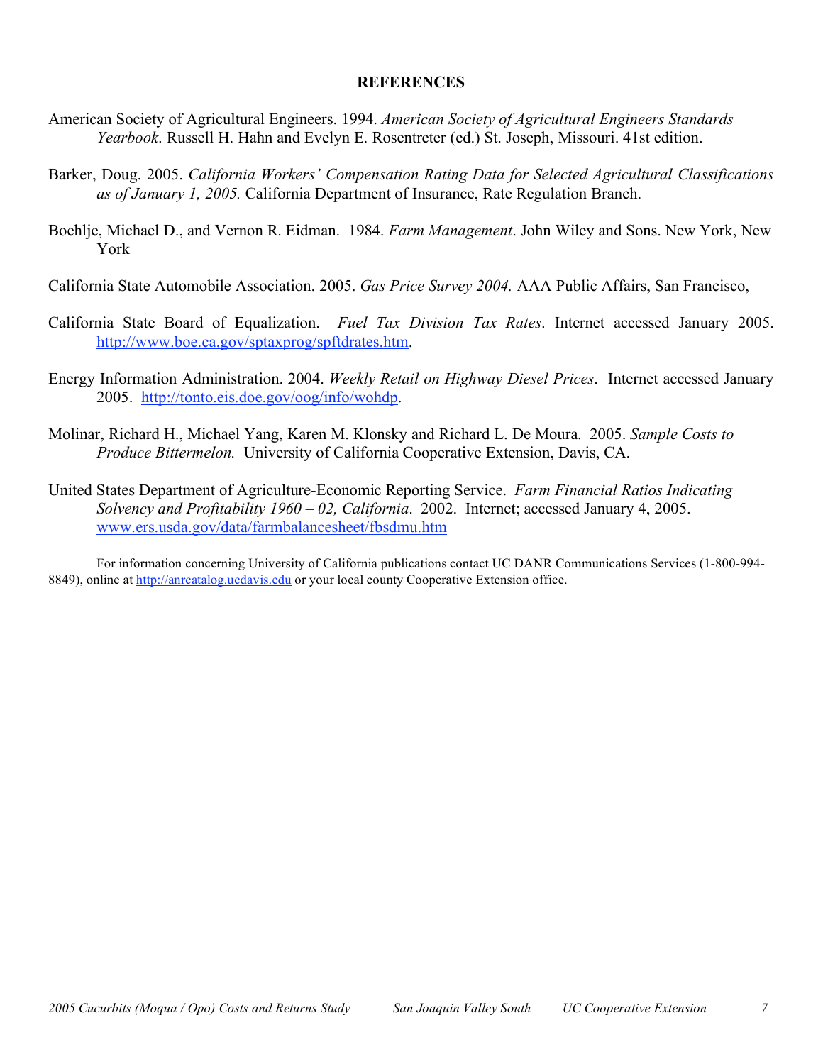## REFERENCES

American Society of Agricultural Engineers. 1994. *American Society of Agricultural Engineers Standards Yearbook*. Russell H. Hahn and Evelyn E. Rosentreter (ed.) St. Joseph, Missouri. 41st edition.

Barker, Doug. 2005. *California Workers' Compensation Rating Data for Selected Agricultural Classifications as of January 1, 2005.* California Department of Insurance, Rate Regulation Branch.

Boehlje, Michael D., and Vernon R. Eidman. 1984. *Farm Management*. John Wiley and Sons. New York, New York

California State Automobile Association. 2005. *Gas Price Survey 2004.* AAA Public Affairs, San Francisco,

California State Board of Equalization. *Fuel Tax Division Tax Rates*. Internet accessed January 2005. http://www.boe.ca.gov/sptaxprog/spftdrates.htm.

Energy Information Administration. 2004. *Weekly Retail on Highway Diesel Prices*. Internet accessed January 2005. http://tonto.eis.doe.gov/oog/info/wohdp.

Molinar, Richard H., Michael Yang, Karen M. Klonsky and Richard L. De Moura. 2005. *Sample Costs to Produce Bittermelon.* University of California Cooperative Extension, Davis, CA.

United States Department of Agriculture-Economic Reporting Service. *Farm Financial Ratios Indicating Solvency and Profitability 1960 – 02, California*. 2002. Internet; accessed January 4, 2005. www.ers.usda.gov/data/farmbalancesheet/fbsdmu.htm

For information concerning University of California publications contact UC DANR Communications Services (1-800-994-8849), online at http://anrcatalog.ucdavis.edu or your local county Cooperative Extension office.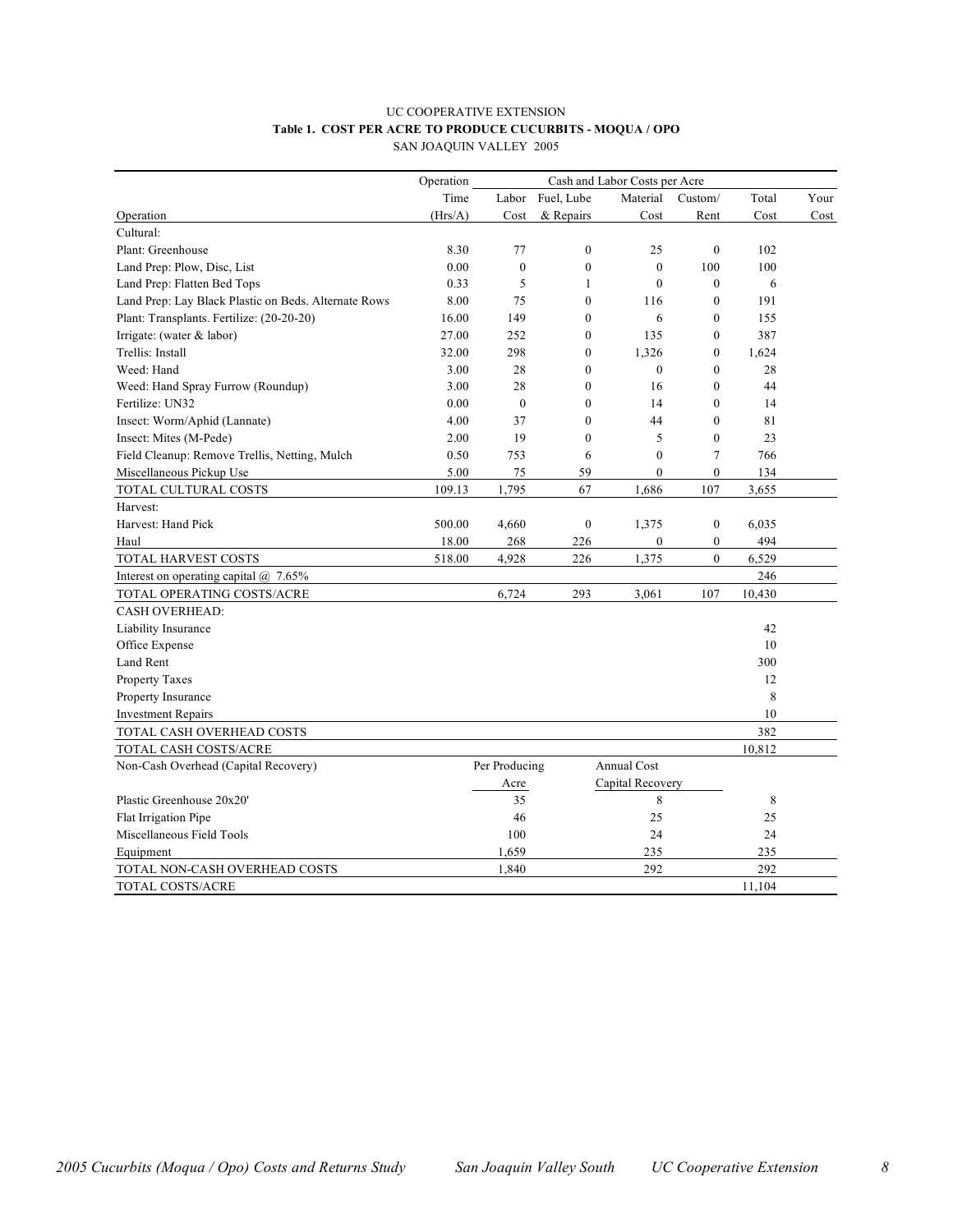UC COOPERATIVE EXTENSION

**Table 1. COST PER ACRE TO PRODUCE CUCURBITS - MOQUA / OPO**

SAN JOAQUIN VALLEY 2005

| | Operation | Cash and Labor Costs per Acre | | | | | |
|---|---|---|---|---|---|---|---|
| | Time | Labor | Fuel, Lube | Material | Custom/ | Total | Your |
| Operation | (Hrs/A) | Cost | & Repairs | Cost | Rent | Cost | Cost |
| Cultural: | | | | | | | |
| Plant: Greenhouse | 8.30 | 77 | 0 | 25 | 0 | 102 | |
| Land Prep: Plow, Disc, List | 0.00 | 0 | 0 | 0 | 100 | 100 | |
| Land Prep: Flatten Bed Tops | 0.33 | 5 | 1 | 0 | 0 | 6 | |
| Land Prep: Lay Black Plastic on Beds. Alternate Rows | 8.00 | 75 | 0 | 116 | 0 | 191 | |
| Plant: Transplants. Fertilize: (20-20-20) | 16.00 | 149 | 0 | 6 | 0 | 155 | |
| Irrigate: (water & labor) | 27.00 | 252 | 0 | 135 | 0 | 387 | |
| Trellis: Install | 32.00 | 298 | 0 | 1,326 | 0 | 1,624 | |
| Weed: Hand | 3.00 | 28 | 0 | 0 | 0 | 28 | |
| Weed: Hand Spray Furrow (Roundup) | 3.00 | 28 | 0 | 16 | 0 | 44 | |
| Fertilize: UN32 | 0.00 | 0 | 0 | 14 | 0 | 14 | |
| Insect: Worm/Aphid (Lannate) | 4.00 | 37 | 0 | 44 | 0 | 81 | |
| Insect: Mites (M-Pede) | 2.00 | 19 | 0 | 5 | 0 | 23 | |
| Field Cleanup: Remove Trellis, Netting, Mulch | 0.50 | 753 | 6 | 0 | 7 | 766 | |
| Miscellaneous Pickup Use | 5.00 | 75 | 59 | 0 | 0 | 134 | |
| TOTAL CULTURAL COSTS | 109.13 | 1,795 | 67 | 1,686 | 107 | 3,655 | |
| Harvest: | | | | | | | |
| Harvest: Hand Pick | 500.00 | 4,660 | 0 | 1,375 | 0 | 6,035 | |
| Haul | 18.00 | 268 | 226 | 0 | 0 | 494 | |
| TOTAL HARVEST COSTS | 518.00 | 4,928 | 226 | 1,375 | 0 | 6,529 | |
| Interest on operating capital @ 7.65% | | | | | | 246 | |
| TOTAL OPERATING COSTS/ACRE | | 6,724 | 293 | 3,061 | 107 | 10,430 | |
| CASH OVERHEAD: | | | | | | | |
| Liability Insurance | | | | | | 42 | |
| Office Expense | | | | | | 10 | |
| Land Rent | | | | | | 300 | |
| Property Taxes | | | | | | 12 | |
| Property Insurance | | | | | | 8 | |
| Investment Repairs | | | | | | 10 | |
| TOTAL CASH OVERHEAD COSTS | | | | | | 382 | |
| TOTAL CASH COSTS/ACRE | | | | | | 10,812 | |
| Non-Cash Overhead (Capital Recovery) | | Per Producing Acre | | Annual Cost Capital Recovery | | | |
| Plastic Greenhouse 20x20' | | 35 | | 8 | | 8 | |
| Flat Irrigation Pipe | | 46 | | 25 | | 25 | |
| Miscellaneous Field Tools | | 100 | | 24 | | 24 | |
| Equipment | | 1,659 | | 235 | | 235 | |
| TOTAL NON-CASH OVERHEAD COSTS | | 1,840 | | 292 | | 292 | |
| TOTAL COSTS/ACRE | | | | | | 11,104 | |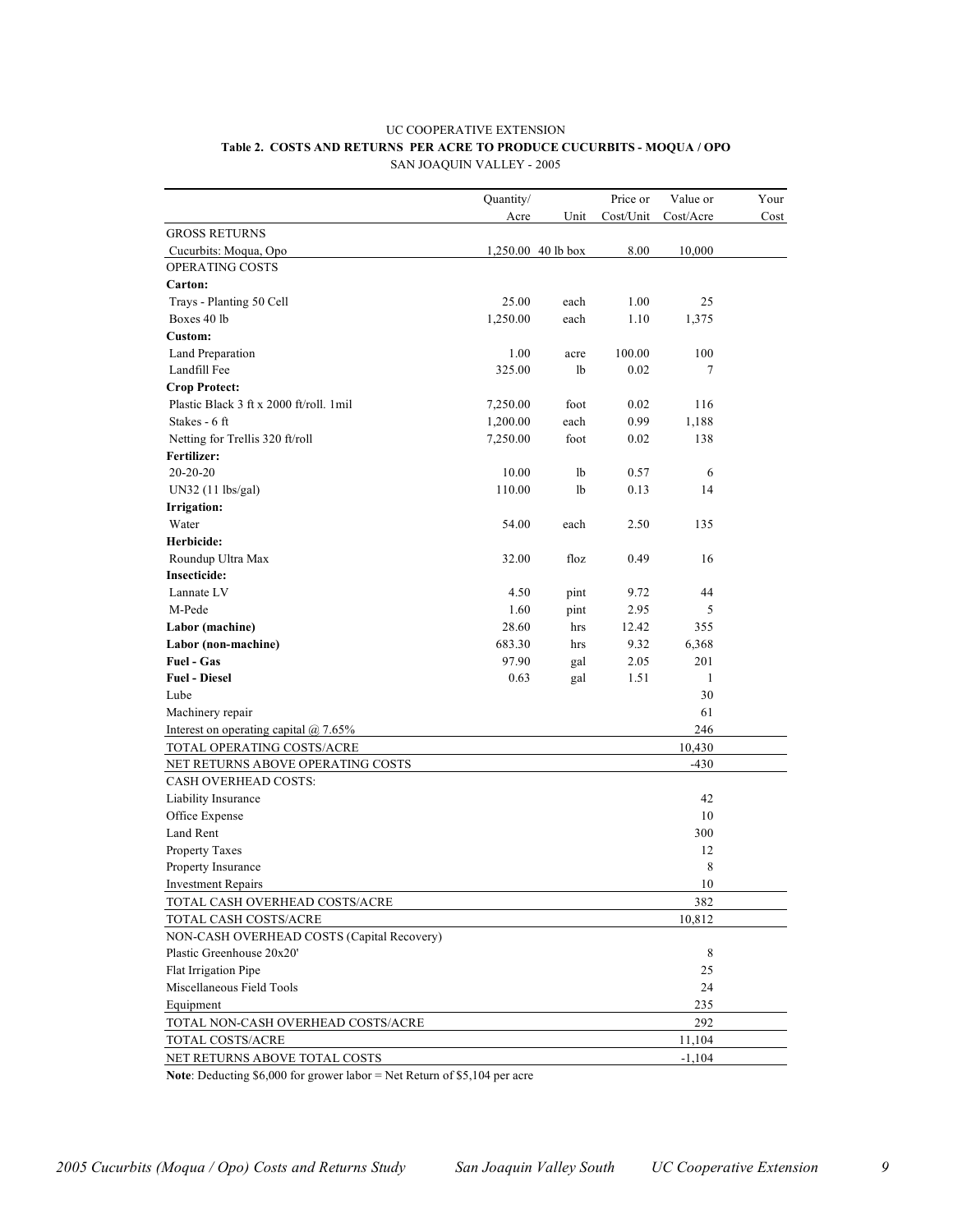UC COOPERATIVE EXTENSION

**Table 2. COSTS AND RETURNS PER ACRE TO PRODUCE CUCURBITS - MOQUA / OPO**

SAN JOAQUIN VALLEY - 2005

| | Quantity/ Acre | Unit | Price or Cost/Unit | Value or Cost/Acre | Your Cost |
|---|---|---|---|---|---|
| GROSS RETURNS | | | | | |
| Cucurbits: Moqua, Opo | 1,250.00 | 40 lb box | 8.00 | 10,000 | |
| OPERATING COSTS | | | | | |
| **Carton:** | | | | | |
| Trays - Planting 50 Cell | 25.00 | each | 1.00 | 25 | |
| Boxes 40 lb | 1,250.00 | each | 1.10 | 1,375 | |
| **Custom:** | | | | | |
| Land Preparation | 1.00 | acre | 100.00 | 100 | |
| Landfill Fee | 325.00 | lb | 0.02 | 7 | |
| **Crop Protect:** | | | | | |
| Plastic Black 3 ft x 2000 ft/roll. 1mil | 7,250.00 | foot | 0.02 | 116 | |
| Stakes - 6 ft | 1,200.00 | each | 0.99 | 1,188 | |
| Netting for Trellis 320 ft/roll | 7,250.00 | foot | 0.02 | 138 | |
| **Fertilizer:** | | | | | |
| 20-20-20 | 10.00 | lb | 0.57 | 6 | |
| UN32 (11 lbs/gal) | 110.00 | lb | 0.13 | 14 | |
| **Irrigation:** | | | | | |
| Water | 54.00 | each | 2.50 | 135 | |
| **Herbicide:** | | | | | |
| Roundup Ultra Max | 32.00 | floz | 0.49 | 16 | |
| **Insecticide:** | | | | | |
| Lannate LV | 4.50 | pint | 9.72 | 44 | |
| M-Pede | 1.60 | pint | 2.95 | 5 | |
| **Labor (machine)** | 28.60 | hrs | 12.42 | 355 | |
| **Labor (non-machine)** | 683.30 | hrs | 9.32 | 6,368 | |
| **Fuel - Gas** | 97.90 | gal | 2.05 | 201 | |
| **Fuel - Diesel** | 0.63 | gal | 1.51 | 1 | |
| Lube | | | | 30 | |
| Machinery repair | | | | 61 | |
| Interest on operating capital @ 7.65% | | | | 246 | |
| TOTAL OPERATING COSTS/ACRE | | | | 10,430 | |
| NET RETURNS ABOVE OPERATING COSTS | | | | -430 | |
| CASH OVERHEAD COSTS: | | | | | |
| Liability Insurance | | | | 42 | |
| Office Expense | | | | 10 | |
| Land Rent | | | | 300 | |
| Property Taxes | | | | 12 | |
| Property Insurance | | | | 8 | |
| Investment Repairs | | | | 10 | |
| TOTAL CASH OVERHEAD COSTS/ACRE | | | | 382 | |
| TOTAL CASH COSTS/ACRE | | | | 10,812 | |
| NON-CASH OVERHEAD COSTS (Capital Recovery) | | | | | |
| Plastic Greenhouse 20x20' | | | | 8 | |
| Flat Irrigation Pipe | | | | 25 | |
| Miscellaneous Field Tools | | | | 24 | |
| Equipment | | | | 235 | |
| TOTAL NON-CASH OVERHEAD COSTS/ACRE | | | | 292 | |
| TOTAL COSTS/ACRE | | | | 11,104 | |
| NET RETURNS ABOVE TOTAL COSTS | | | | -1,104 | |

**Note**: Deducting $6,000 for grower labor = Net Return of $5,104 per acre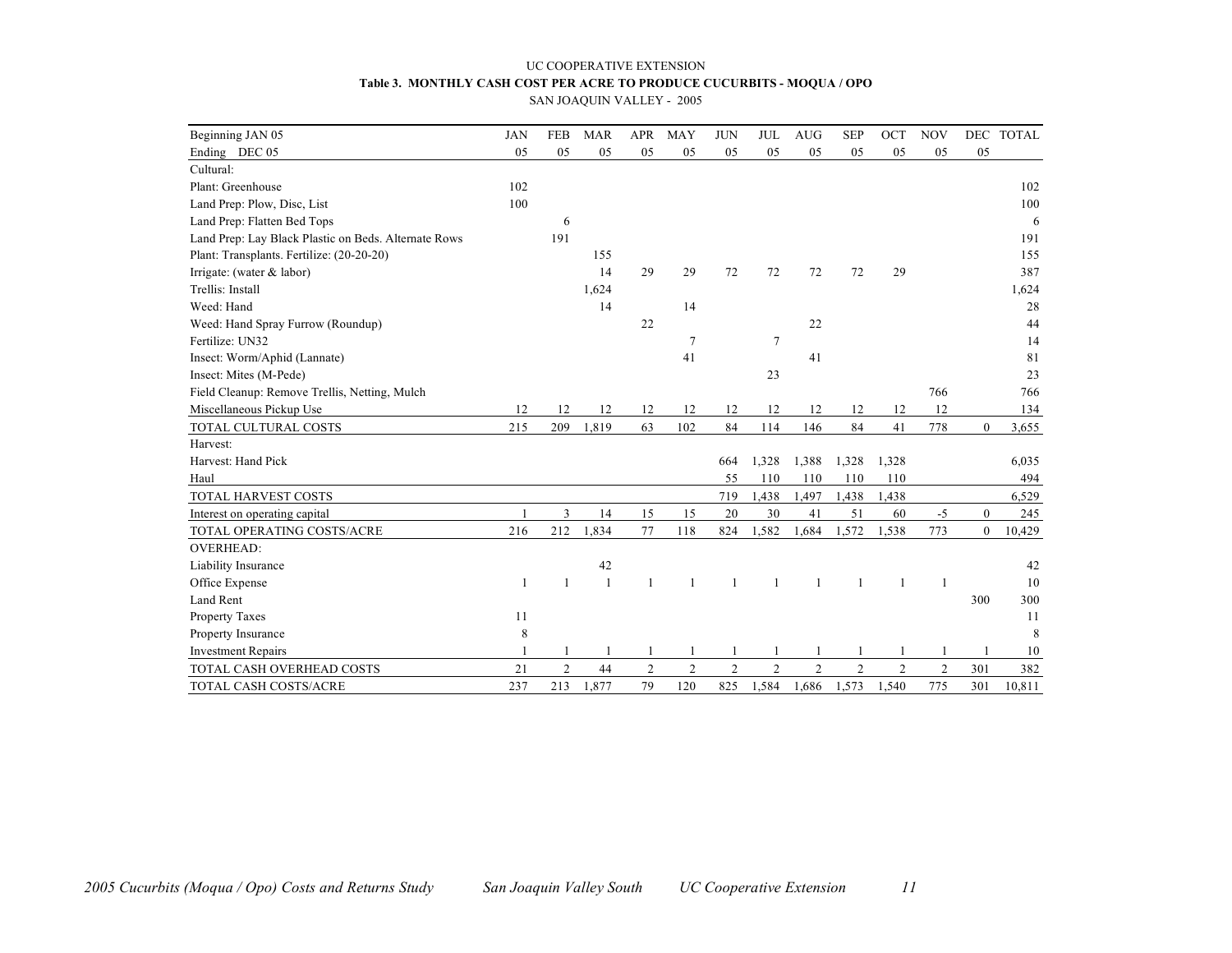UC COOPERATIVE EXTENSION

**Table 3. MONTHLY CASH COST PER ACRE TO PRODUCE CUCURBITS - MOQUA / OPO**

SAN JOAQUIN VALLEY - 2005

| Beginning JAN 05 | JAN | FEB | MAR | APR | MAY | JUN | JUL | AUG | SEP | OCT | NOV | DEC | TOTAL |
|---|---|---|---|---|---|---|---|---|---|---|---|---|---|
| Ending DEC 05 | 05 | 05 | 05 | 05 | 05 | 05 | 05 | 05 | 05 | 05 | 05 | 05 | |
| Cultural: | | | | | | | | | | | | | |
| Plant: Greenhouse | 102 | | | | | | | | | | | | 102 |
| Land Prep: Plow, Disc, List | 100 | | | | | | | | | | | | 100 |
| Land Prep: Flatten Bed Tops | | 6 | | | | | | | | | | | 6 |
| Land Prep: Lay Black Plastic on Beds. Alternate Rows | | 191 | | | | | | | | | | | 191 |
| Plant: Transplants. Fertilize: (20-20-20) | | | 155 | | | | | | | | | | 155 |
| Irrigate: (water & labor) | | | 14 | 29 | 29 | 72 | 72 | 72 | 72 | 29 | | | 387 |
| Trellis: Install | | | 1,624 | | | | | | | | | | 1,624 |
| Weed: Hand | | | 14 | | 14 | | | | | | | | 28 |
| Weed: Hand Spray Furrow (Roundup) | | | | 22 | | | | 22 | | | | | 44 |
| Fertilize: UN32 | | | | | 7 | | 7 | | | | | | 14 |
| Insect: Worm/Aphid (Lannate) | | | | | 41 | | | 41 | | | | | 81 |
| Insect: Mites (M-Pede) | | | | | | | 23 | | | | | | 23 |
| Field Cleanup: Remove Trellis, Netting, Mulch | | | | | | | | | | | 766 | | 766 |
| Miscellaneous Pickup Use | 12 | 12 | 12 | 12 | 12 | 12 | 12 | 12 | 12 | 12 | 12 | | 134 |
| TOTAL CULTURAL COSTS | 215 | 209 | 1,819 | 63 | 102 | 84 | 114 | 146 | 84 | 41 | 778 | 0 | 3,655 |
| Harvest: | | | | | | | | | | | | | |
| Harvest: Hand Pick | | | | | | 664 | 1,328 | 1,388 | 1,328 | 1,328 | | | 6,035 |
| Haul | | | | | | 55 | 110 | 110 | 110 | 110 | | | 494 |
| TOTAL HARVEST COSTS | | | | | | 719 | 1,438 | 1,497 | 1,438 | 1,438 | | | 6,529 |
| Interest on operating capital | 1 | 3 | 14 | 15 | 15 | 20 | 30 | 41 | 51 | 60 | -5 | 0 | 245 |
| TOTAL OPERATING COSTS/ACRE | 216 | 212 | 1,834 | 77 | 118 | 824 | 1,582 | 1,684 | 1,572 | 1,538 | 773 | 0 | 10,429 |
| OVERHEAD: | | | | | | | | | | | | | |
| Liability Insurance | | | 42 | | | | | | | | | | 42 |
| Office Expense | 1 | 1 | 1 | 1 | 1 | 1 | 1 | 1 | 1 | 1 | 1 | | 10 |
| Land Rent | | | | | | | | | | | | 300 | 300 |
| Property Taxes | 11 | | | | | | | | | | | | 11 |
| Property Insurance | 8 | | | | | | | | | | | | 8 |
| Investment Repairs | 1 | 1 | 1 | 1 | 1 | 1 | 1 | 1 | 1 | 1 | 1 | 1 | 10 |
| TOTAL CASH OVERHEAD COSTS | 21 | 2 | 44 | 2 | 2 | 2 | 2 | 2 | 2 | 2 | 2 | 301 | 382 |
| TOTAL CASH COSTS/ACRE | 237 | 213 | 1,877 | 79 | 120 | 825 | 1,584 | 1,686 | 1,573 | 1,540 | 775 | 301 | 10,811 |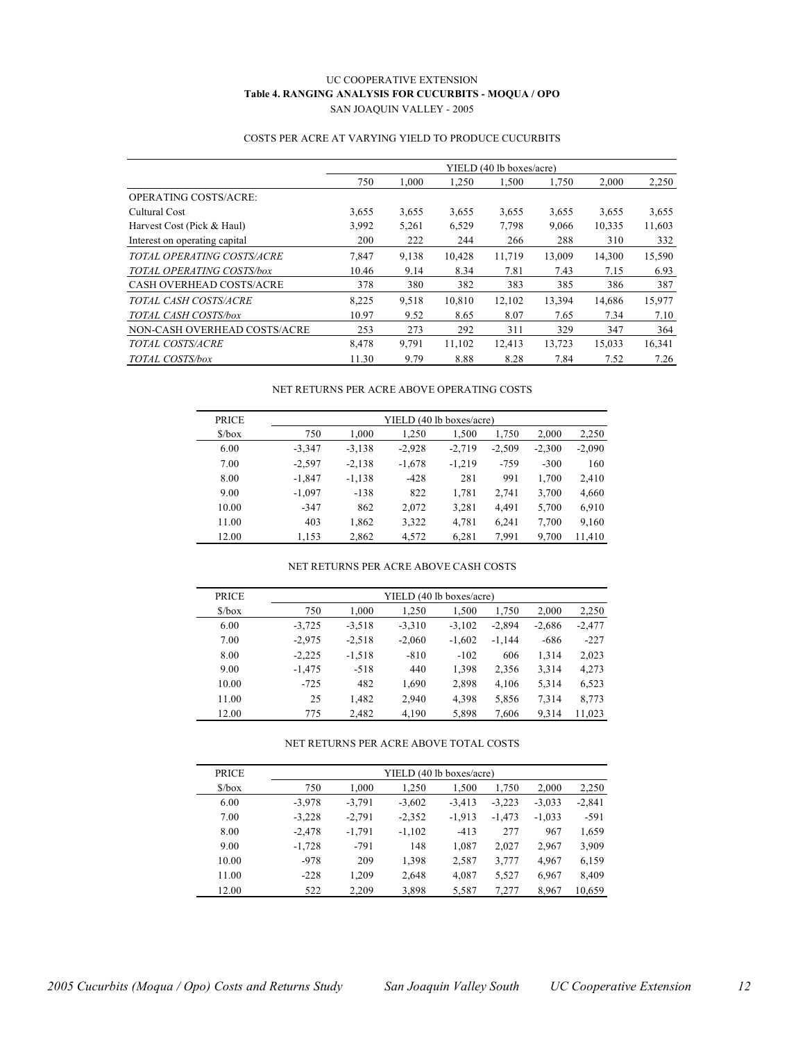UC COOPERATIVE EXTENSION

**Table 4. RANGING ANALYSIS FOR CUCURBITS - MOQUA / OPO**

SAN JOAQUIN VALLEY - 2005

COSTS PER ACRE AT VARYING YIELD TO PRODUCE CUCURBITS

| | YIELD (40 lb boxes/acre) | | | | | | |
|---|---|---|---|---|---|---|---|
| | 750 | 1,000 | 1,250 | 1,500 | 1,750 | 2,000 | 2,250 |
| OPERATING COSTS/ACRE: | | | | | | | |
| Cultural Cost | 3,655 | 3,655 | 3,655 | 3,655 | 3,655 | 3,655 | 3,655 |
| Harvest Cost (Pick & Haul) | 3,992 | 5,261 | 6,529 | 7,798 | 9,066 | 10,335 | 11,603 |
| Interest on operating capital | 200 | 222 | 244 | 266 | 288 | 310 | 332 |
| *TOTAL OPERATING COSTS/ACRE* | 7,847 | 9,138 | 10,428 | 11,719 | 13,009 | 14,300 | 15,590 |
| *TOTAL OPERATING COSTS/box* | 10.46 | 9.14 | 8.34 | 7.81 | 7.43 | 7.15 | 6.93 |
| CASH OVERHEAD COSTS/ACRE | 378 | 380 | 382 | 383 | 385 | 386 | 387 |
| *TOTAL CASH COSTS/ACRE* | 8,225 | 9,518 | 10,810 | 12,102 | 13,394 | 14,686 | 15,977 |
| *TOTAL CASH COSTS/box* | 10.97 | 9.52 | 8.65 | 8.07 | 7.65 | 7.34 | 7.10 |
| NON-CASH OVERHEAD COSTS/ACRE | 253 | 273 | 292 | 311 | 329 | 347 | 364 |
| *TOTAL COSTS/ACRE* | 8,478 | 9,791 | 11,102 | 12,413 | 13,723 | 15,033 | 16,341 |
| *TOTAL COSTS/box* | 11.30 | 9.79 | 8.88 | 8.28 | 7.84 | 7.52 | 7.26 |

NET RETURNS PER ACRE ABOVE OPERATING COSTS

| PRICE | YIELD (40 lb boxes/acre) | | | | | | |
|---|---|---|---|---|---|---|---|
| $/box | 750 | 1,000 | 1,250 | 1,500 | 1,750 | 2,000 | 2,250 |
| 6.00 | -3,347 | -3,138 | -2,928 | -2,719 | -2,509 | -2,300 | -2,090 |
| 7.00 | -2,597 | -2,138 | -1,678 | -1,219 | -759 | -300 | 160 |
| 8.00 | -1,847 | -1,138 | -428 | 281 | 991 | 1,700 | 2,410 |
| 9.00 | -1,097 | -138 | 822 | 1,781 | 2,741 | 3,700 | 4,660 |
| 10.00 | -347 | 862 | 2,072 | 3,281 | 4,491 | 5,700 | 6,910 |
| 11.00 | 403 | 1,862 | 3,322 | 4,781 | 6,241 | 7,700 | 9,160 |
| 12.00 | 1,153 | 2,862 | 4,572 | 6,281 | 7,991 | 9,700 | 11,410 |

NET RETURNS PER ACRE ABOVE CASH COSTS

| PRICE | YIELD (40 lb boxes/acre) | | | | | | |
|---|---|---|---|---|---|---|---|
| $/box | 750 | 1,000 | 1,250 | 1,500 | 1,750 | 2,000 | 2,250 |
| 6.00 | -3,725 | -3,518 | -3,310 | -3,102 | -2,894 | -2,686 | -2,477 |
| 7.00 | -2,975 | -2,518 | -2,060 | -1,602 | -1,144 | -686 | -227 |
| 8.00 | -2,225 | -1,518 | -810 | -102 | 606 | 1,314 | 2,023 |
| 9.00 | -1,475 | -518 | 440 | 1,398 | 2,356 | 3,314 | 4,273 |
| 10.00 | -725 | 482 | 1,690 | 2,898 | 4,106 | 5,314 | 6,523 |
| 11.00 | 25 | 1,482 | 2,940 | 4,398 | 5,856 | 7,314 | 8,773 |
| 12.00 | 775 | 2,482 | 4,190 | 5,898 | 7,606 | 9,314 | 11,023 |

NET RETURNS PER ACRE ABOVE TOTAL COSTS

| PRICE | YIELD (40 lb boxes/acre) | | | | | | |
|---|---|---|---|---|---|---|---|
| $/box | 750 | 1,000 | 1,250 | 1,500 | 1,750 | 2,000 | 2,250 |
| 6.00 | -3,978 | -3,791 | -3,602 | -3,413 | -3,223 | -3,033 | -2,841 |
| 7.00 | -3,228 | -2,791 | -2,352 | -1,913 | -1,473 | -1,033 | -591 |
| 8.00 | -2,478 | -1,791 | -1,102 | -413 | 277 | 967 | 1,659 |
| 9.00 | -1,728 | -791 | 148 | 1,087 | 2,027 | 2,967 | 3,909 |
| 10.00 | -978 | 209 | 1,398 | 2,587 | 3,777 | 4,967 | 6,159 |
| 11.00 | -228 | 1,209 | 2,648 | 4,087 | 5,527 | 6,967 | 8,409 |
| 12.00 | 522 | 2,209 | 3,898 | 5,587 | 7,277 | 8,967 | 10,659 |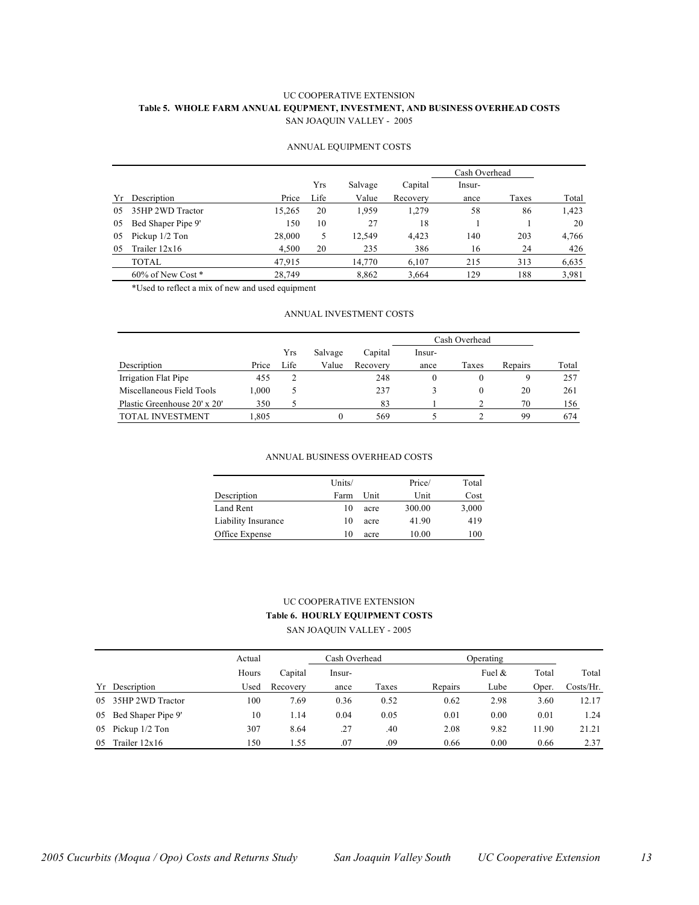UC COOPERATIVE EXTENSION

**Table 5. WHOLE FARM ANNUAL EQUPMENT, INVESTMENT, AND BUSINESS OVERHEAD COSTS**

SAN JOAQUIN VALLEY - 2005

ANNUAL EQUIPMENT COSTS

| | | | | | | Cash Overhead | | |
|---|---|---|---|---|---|---|---|---|
| | | | Yrs | Salvage | Capital | Insur- | | |
| Yr | Description | Price | Life | Value | Recovery | ance | Taxes | Total |
| 05 | 35HP 2WD Tractor | 15,265 | 20 | 1,959 | 1,279 | 58 | 86 | 1,423 |
| 05 | Bed Shaper Pipe 9' | 150 | 10 | 27 | 18 | 1 | 1 | 20 |
| 05 | Pickup 1/2 Ton | 28,000 | 5 | 12,549 | 4,423 | 140 | 203 | 4,766 |
| 05 | Trailer 12x16 | 4,500 | 20 | 235 | 386 | 16 | 24 | 426 |
| | TOTAL | 47,915 | | 14,770 | 6,107 | 215 | 313 | 6,635 |
| | 60% of New Cost * | 28,749 | | 8,862 | 3,664 | 129 | 188 | 3,981 |

*Used to reflect a mix of new and used equipment

ANNUAL INVESTMENT COSTS

| | | | | | Cash Overhead | | | |
|---|---|---|---|---|---|---|---|---|
| | | Yrs | Salvage | Capital | Insur- | | | |
| Description | Price | Life | Value | Recovery | ance | Taxes | Repairs | Total |
| Irrigation Flat Pipe | 455 | 2 | | 248 | 0 | 0 | 9 | 257 |
| Miscellaneous Field Tools | 1,000 | 5 | | 237 | 3 | 0 | 20 | 261 |
| Plastic Greenhouse 20' x 20' | 350 | 5 | | 83 | 1 | 2 | 70 | 156 |
| TOTAL INVESTMENT | 1,805 | | 0 | 569 | 5 | 2 | 99 | 674 |

ANNUAL BUSINESS OVERHEAD COSTS

| | Units/ | | Price/ | Total |
|---|---|---|---|---|
| Description | Farm | Unit | Unit | Cost |
| Land Rent | 10 | acre | 300.00 | 3,000 |
| Liability Insurance | 10 | acre | 41.90 | 419 |
| Office Expense | 10 | acre | 10.00 | 100 |

UC COOPERATIVE EXTENSION

**Table 6. HOURLY EQUIPMENT COSTS**

SAN JOAQUIN VALLEY - 2005

| | | Actual | | Cash Overhead | | Operating | | | |
|---|---|---|---|---|---|---|---|---|---|
| | | Hours | Capital | Insur- | | | Fuel & | Total | Total |
| Yr | Description | Used | Recovery | ance | Taxes | Repairs | Lube | Oper. | Costs/Hr. |
| 05 | 35HP 2WD Tractor | 100 | 7.69 | 0.36 | 0.52 | 0.62 | 2.98 | 3.60 | 12.17 |
| 05 | Bed Shaper Pipe 9' | 10 | 1.14 | 0.04 | 0.05 | 0.01 | 0.00 | 0.01 | 1.24 |
| 05 | Pickup 1/2 Ton | 307 | 8.64 | .27 | .40 | 2.08 | 9.82 | 11.90 | 21.21 |
| 05 | Trailer 12x16 | 150 | 1.55 | .07 | .09 | 0.66 | 0.00 | 0.66 | 2.37 |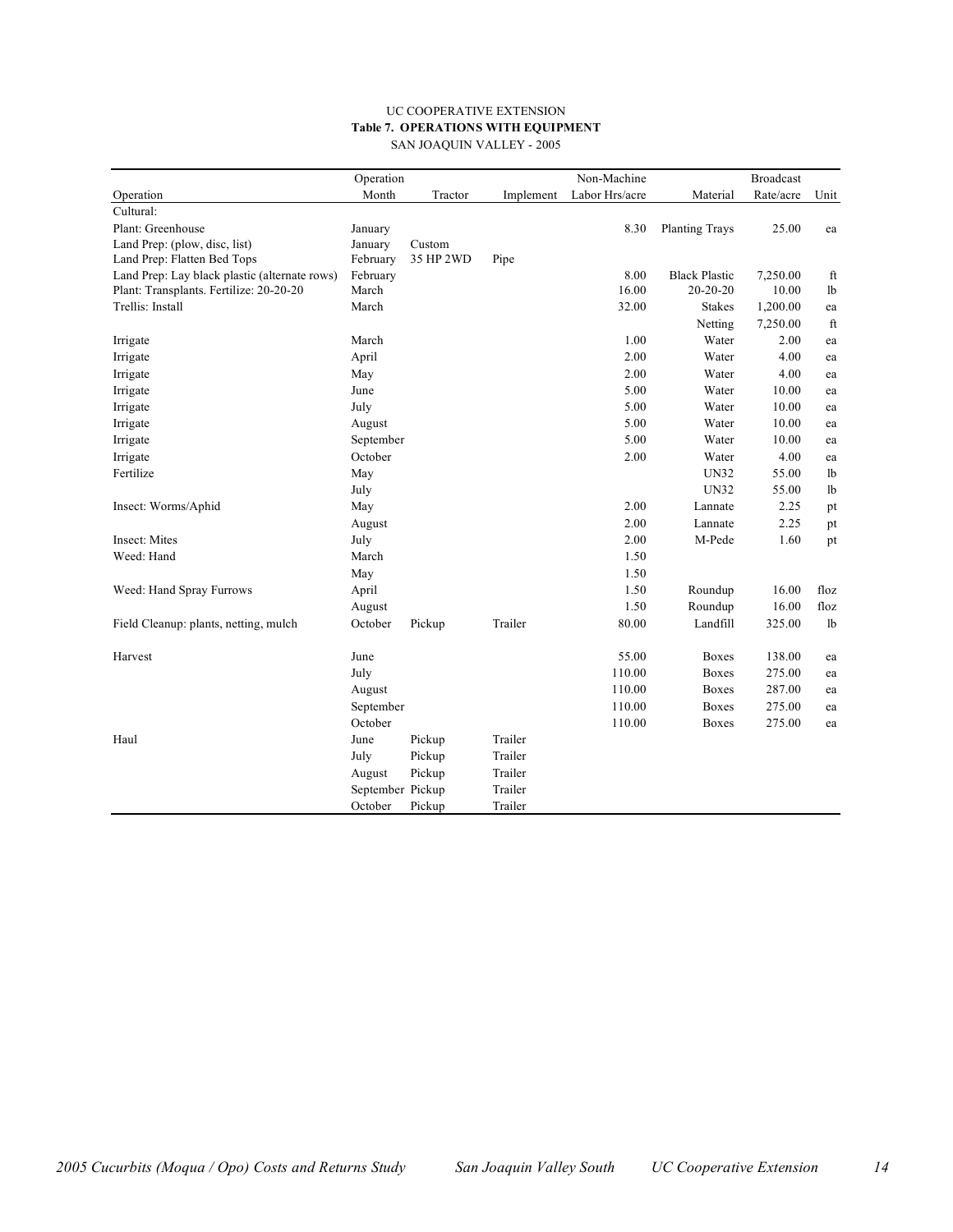UC COOPERATIVE EXTENSION

**Table 7. OPERATIONS WITH EQUIPMENT**

SAN JOAQUIN VALLEY - 2005

| Operation | Operation Month | Tractor | Implement | Non-Machine Labor Hrs/acre | Material | Broadcast Rate/acre | Unit |
|---|---|---|---|---|---|---|---|
| Cultural: | | | | | | | |
| Plant: Greenhouse | January | | | 8.30 | Planting Trays | 25.00 | ea |
| Land Prep: (plow, disc, list) | January | Custom | | | | | |
| Land Prep: Flatten Bed Tops | February | 35 HP 2WD | Pipe | | | | |
| Land Prep: Lay black plastic (alternate rows) | February | | | 8.00 | Black Plastic | 7,250.00 | ft |
| Plant: Transplants. Fertilize: 20-20-20 | March | | | 16.00 | 20-20-20 | 10.00 | lb |
| Trellis: Install | March | | | 32.00 | Stakes | 1,200.00 | ea |
| | | | | | Netting | 7,250.00 | ft |
| Irrigate | March | | | 1.00 | Water | 2.00 | ea |
| Irrigate | April | | | 2.00 | Water | 4.00 | ea |
| Irrigate | May | | | 2.00 | Water | 4.00 | ea |
| Irrigate | June | | | 5.00 | Water | 10.00 | ea |
| Irrigate | July | | | 5.00 | Water | 10.00 | ea |
| Irrigate | August | | | 5.00 | Water | 10.00 | ea |
| Irrigate | September | | | 5.00 | Water | 10.00 | ea |
| Irrigate | October | | | 2.00 | Water | 4.00 | ea |
| Fertilize | May | | | | UN32 | 55.00 | lb |
| | July | | | | UN32 | 55.00 | lb |
| Insect: Worms/Aphid | May | | | 2.00 | Lannate | 2.25 | pt |
| | August | | | 2.00 | Lannate | 2.25 | pt |
| Insect: Mites | July | | | 2.00 | M-Pede | 1.60 | pt |
| Weed: Hand | March | | | 1.50 | | | |
| | May | | | 1.50 | | | |
| Weed: Hand Spray Furrows | April | | | 1.50 | Roundup | 16.00 | floz |
| | August | | | 1.50 | Roundup | 16.00 | floz |
| Field Cleanup: plants, netting, mulch | October | Pickup | Trailer | 80.00 | Landfill | 325.00 | lb |
| Harvest | June | | | 55.00 | Boxes | 138.00 | ea |
| | July | | | 110.00 | Boxes | 275.00 | ea |
| | August | | | 110.00 | Boxes | 287.00 | ea |
| | September | | | 110.00 | Boxes | 275.00 | ea |
| | October | | | 110.00 | Boxes | 275.00 | ea |
| Haul | June | Pickup | Trailer | | | | |
| | July | Pickup | Trailer | | | | |
| | August | Pickup | Trailer | | | | |
| | September | Pickup | Trailer | | | | |
| | October | Pickup | Trailer | | | | |